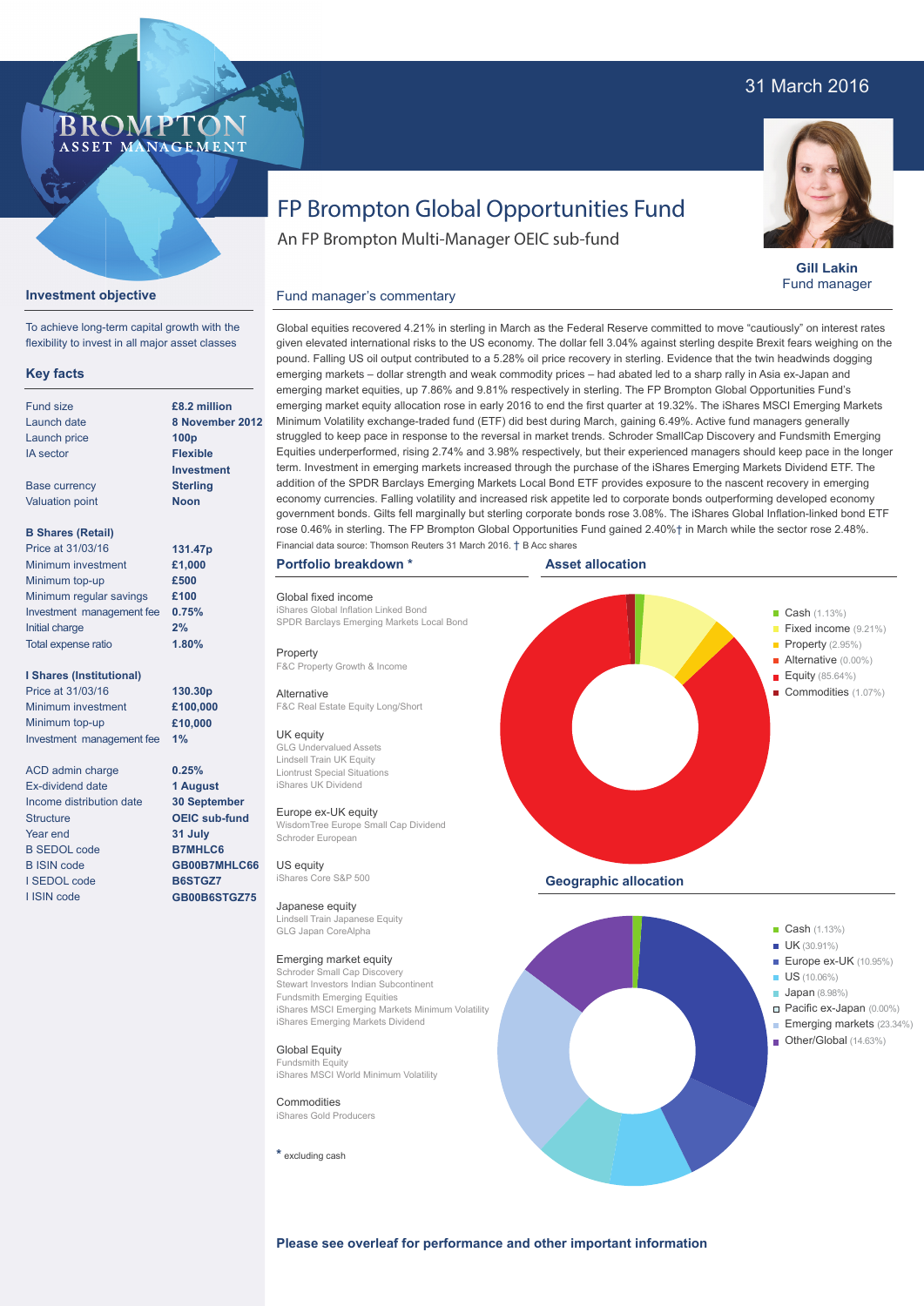31 March 2016

BROMPTON ASSET MANAGEMENT

# FP Brompton Global Opportunities Fund

An FP Brompton Multi-Manager OEIC sub-fund

**Gill Lakin**
Fund manager

## Investment objective

To achieve long-term capital growth with the flexibility to invest in all major asset classes

## Key facts

| | |
|---|---|
| Fund size | £8.2 million |
| Launch date | 8 November 2012 |
| Launch price | 100p |
| IA sector | Flexible Investment |
| Base currency | Sterling |
| Valuation point | Noon |

**B Shares (Retail)**

| | |
|---|---|
| Price at 31/03/16 | 131.47p |
| Minimum investment | £1,000 |
| Minimum top-up | £500 |
| Minimum regular savings | £100 |
| Investment management fee | 0.75% |
| Initial charge | 2% |
| Total expense ratio | 1.80% |

**I Shares (Institutional)**

| | |
|---|---|
| Price at 31/03/16 | 130.30p |
| Minimum investment | £100,000 |
| Minimum top-up | £10,000 |
| Investment management fee | 1% |

| | |
|---|---|
| ACD admin charge | 0.25% |
| Ex-dividend date | 1 August |
| Income distribution date | 30 September |
| Structure | OEIC sub-fund |
| Year end | 31 July |
| B SEDOL code | B7MHLC6 |
| B ISIN code | GB00B7MHLC66 |
| I SEDOL code | B6STGZ7 |
| I ISIN code | GB00B6STGZ75 |

## Fund manager's commentary

Global equities recovered 4.21% in sterling in March as the Federal Reserve committed to move "cautiously" on interest rates given elevated international risks to the US economy. The dollar fell 3.04% against sterling despite Brexit fears weighing on the pound. Falling US oil output contributed to a 5.28% oil price recovery in sterling. Evidence that the twin headwinds dogging emerging markets – dollar strength and weak commodity prices – had abated led to a sharp rally in Asia ex-Japan and emerging market equities, up 7.86% and 9.81% respectively in sterling. The FP Brompton Global Opportunities Fund's emerging market equity allocation rose in early 2016 to end the first quarter at 19.32%. The iShares MSCI Emerging Markets Minimum Volatility exchange-traded fund (ETF) did best during March, gaining 6.49%. Active fund managers generally struggled to keep pace in response to the reversal in market trends. Schroder SmallCap Discovery and Fundsmith Emerging Equities underperformed, rising 2.74% and 3.98% respectively, but their experienced managers should keep pace in the longer term. Investment in emerging markets increased through the purchase of the iShares Emerging Markets Dividend ETF. The addition of the SPDR Barclays Emerging Markets Local Bond ETF provides exposure to the nascent recovery in emerging economy currencies. Falling volatility and increased risk appetite led to corporate bonds outperforming developed economy government bonds. Gilts fell marginally but sterling corporate bonds rose 3.08%. The iShares Global Inflation-linked bond ETF rose 0.46% in sterling. The FP Brompton Global Opportunities Fund gained 2.40%† in March while the sector rose 2.48%.

Financial data source: Thomson Reuters 31 March 2016. † B Acc shares

## Portfolio breakdown *

**Global fixed income**
- iShares Global Inflation Linked Bond
- SPDR Barclays Emerging Markets Local Bond

**Property**
- F&C Property Growth & Income

**Alternative**
- F&C Real Estate Equity Long/Short

**UK equity**
- GLG Undervalued Assets
- Lindsell Train UK Equity
- Liontrust Special Situations
- iShares UK Dividend

**Europe ex-UK equity**
- WisdomTree Europe Small Cap Dividend
- Schroder European

**US equity**
- iShares Core S&P 500

**Japanese equity**
- Lindsell Train Japanese Equity
- GLG Japan CoreAlpha

**Emerging market equity**
- Schroder Small Cap Discovery
- Stewart Investors Indian Subcontinent
- Fundsmith Emerging Equities
- iShares MSCI Emerging Markets Minimum Volatility
- iShares Emerging Markets Dividend

**Global Equity**
- Fundsmith Equity
- iShares MSCI World Minimum Volatility

**Commodities**
- iShares Gold Producers

\* excluding cash

## Asset allocation

- Cash (1.13%)
- Fixed income (9.21%)
- Property (2.95%)
- Alternative (0.00%)
- Equity (85.64%)
- Commodities (1.07%)

## Geographic allocation

- Cash (1.13%)
- UK (30.91%)
- Europe ex-UK (10.95%)
- US (10.06%)
- Japan (8.98%)
- Pacific ex-Japan (0.00%)
- Emerging markets (23.34%)
- Other/Global (14.63%)

**Please see overleaf for performance and other important information**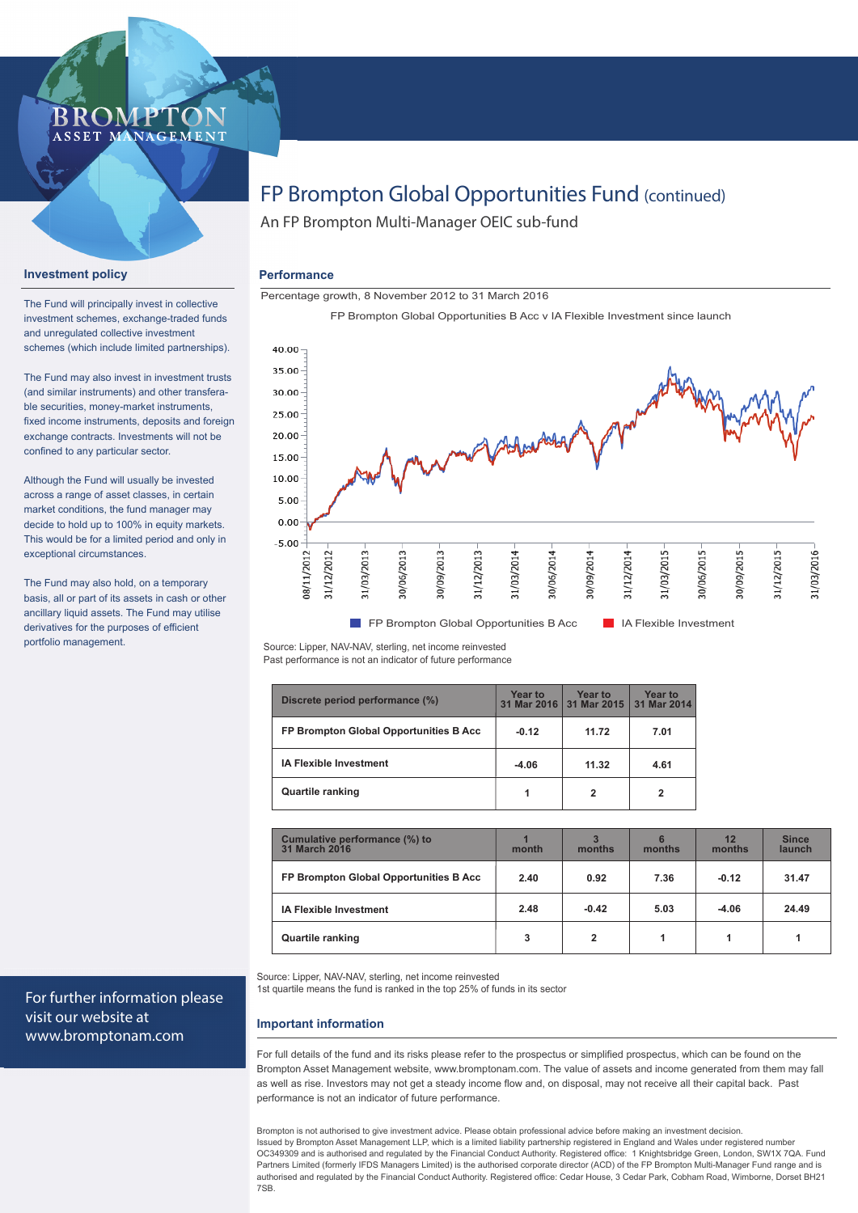BROMPTON ASSET MANAGEMENT

# FP Brompton Global Opportunities Fund (continued)

An FP Brompton Multi-Manager OEIC sub-fund

## Investment policy

The Fund will principally invest in collective investment schemes, exchange-traded funds and unregulated collective investment schemes (which include limited partnerships).

The Fund may also invest in investment trusts (and similar instruments) and other transferable securities, money-market instruments, fixed income instruments, deposits and foreign exchange contracts. Investments will not be confined to any particular sector.

Although the Fund will usually be invested across a range of asset classes, in certain market conditions, the fund manager may decide to hold up to 100% in equity markets. This would be for a limited period and only in exceptional circumstances.

The Fund may also hold, on a temporary basis, all or part of its assets in cash or other ancillary liquid assets. The Fund may utilise derivatives for the purposes of efficient portfolio management.

## Performance

Percentage growth, 8 November 2012 to 31 March 2016

FP Brompton Global Opportunities B Acc v IA Flexible Investment since launch

40.00
35.00
30.00
25.00
20.00
15.00
10.00
5.00
0.00
-5.00

08/11/2012
31/12/2012
31/03/2013
30/06/2013
30/09/2013
31/12/2013
31/03/2014
30/06/2014
30/09/2014
31/12/2014
31/03/2015
30/06/2015
30/09/2015
31/12/2015
31/03/2016

FP Brompton Global Opportunities B Acc
IA Flexible Investment

Source: Lipper, NAV-NAV, sterling, net income reinvested
Past performance is not an indicator of future performance

| Discrete period performance (%) | Year to 31 Mar 2016 | Year to 31 Mar 2015 | Year to 31 Mar 2014 |
|---|---|---|---|
| **FP Brompton Global Opportunities B Acc** | -0.12 | 11.72 | 7.01 |
| **IA Flexible Investment** | -4.06 | 11.32 | 4.61 |
| **Quartile ranking** | 1 | 2 | 2 |

| Cumulative performance (%) to 31 March 2016 | 1 month | 3 months | 6 months | 12 months | Since launch |
|---|---|---|---|---|---|
| **FP Brompton Global Opportunities B Acc** | 2.40 | 0.92 | 7.36 | -0.12 | 31.47 |
| **IA Flexible Investment** | 2.48 | -0.42 | 5.03 | -4.06 | 24.49 |
| **Quartile ranking** | 3 | 2 | 1 | 1 | 1 |

Source: Lipper, NAV-NAV, sterling, net income reinvested
1st quartile means the fund is ranked in the top 25% of funds in its sector

For further information please visit our website at www.bromptonam.com

## Important information

For full details of the fund and its risks please refer to the prospectus or simplified prospectus, which can be found on the Brompton Asset Management website, www.bromptonam.com. The value of assets and income generated from them may fall as well as rise. Investors may not get a steady income flow and, on disposal, may not receive all their capital back. Past performance is not an indicator of future performance.

Brompton is not authorised to give investment advice. Please obtain professional advice before making an investment decision. Issued by Brompton Asset Management LLP, which is a limited liability partnership registered in England and Wales under registered number OC349309 and is authorised and regulated by the Financial Conduct Authority. Registered office: 1 Knightsbridge Green, London, SW1X 7QA. Fund Partners Limited (formerly IFDS Managers Limited) is the authorised corporate director (ACD) of the FP Brompton Multi-Manager Fund range and is authorised and regulated by the Financial Conduct Authority. Registered office: Cedar House, 3 Cedar Park, Cobham Road, Wimborne, Dorset BH21 7SB.